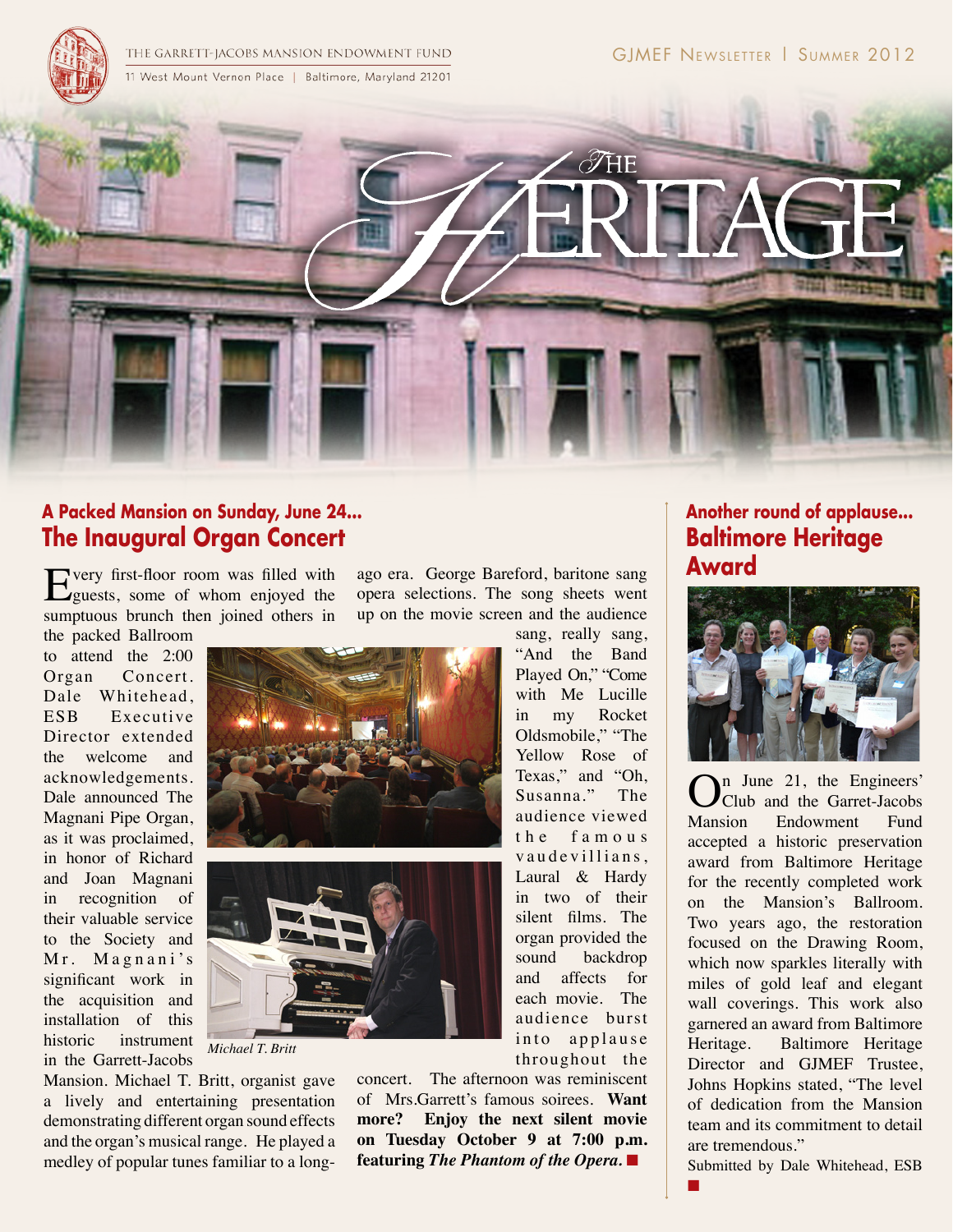THE GARRETT-JACOBS MANSION ENDOWMENT FUND
11 West Mount Vernon Place | Baltimore, Maryland 21201

GJMEF Newsletter | Summer 2012

# The Heritage

### A Packed Mansion on Sunday, June 24...
## The Inaugural Organ Concert

Every first-floor room was filled with guests, some of whom enjoyed the sumptuous brunch then joined others in the packed Ballroom to attend the 2:00 Organ Concert. Dale Whitehead, ESB Executive Director extended the welcome and acknowledgements. Dale announced The Magnani Pipe Organ, as it was proclaimed, in honor of Richard and Joan Magnani in recognition of their valuable service to the Society and Mr. Magnani's significant work in the acquisition and installation of this historic instrument in the Garrett-Jacobs Mansion. Michael T. Britt, organist gave a lively and entertaining presentation demonstrating different organ sound effects and the organ's musical range. He played a medley of popular tunes familiar to a long-ago era. George Bareford, baritone sang opera selections. The song sheets went up on the movie screen and the audience sang, really sang, "And the Band Played On," "Come with Me Lucille in my Rocket Oldsmobile," "The Yellow Rose of Texas," and "Oh, Susanna." The audience viewed the famous vaudevillians, Laural & Hardy in two of their silent films. The organ provided the sound backdrop and affects for each movie. The audience burst into applause throughout the concert. The afternoon was reminiscent of Mrs.Garrett's famous soirees. **Want more? Enjoy the next silent movie on Tuesday October 9 at 7:00 p.m. featuring *The Phantom of the Opera.***

*Michael T. Britt*

### Another round of applause...
## Baltimore Heritage Award

On June 21, the Engineers' Club and the Garret-Jacobs Mansion Endowment Fund accepted a historic preservation award from Baltimore Heritage for the recently completed work on the Mansion's Ballroom. Two years ago, the restoration focused on the Drawing Room, which now sparkles literally with miles of gold leaf and elegant wall coverings. This work also garnered an award from Baltimore Heritage. Baltimore Heritage Director and GJMEF Trustee, Johns Hopkins stated, "The level of dedication from the Mansion team and its commitment to detail are tremendous."

Submitted by Dale Whitehead, ESB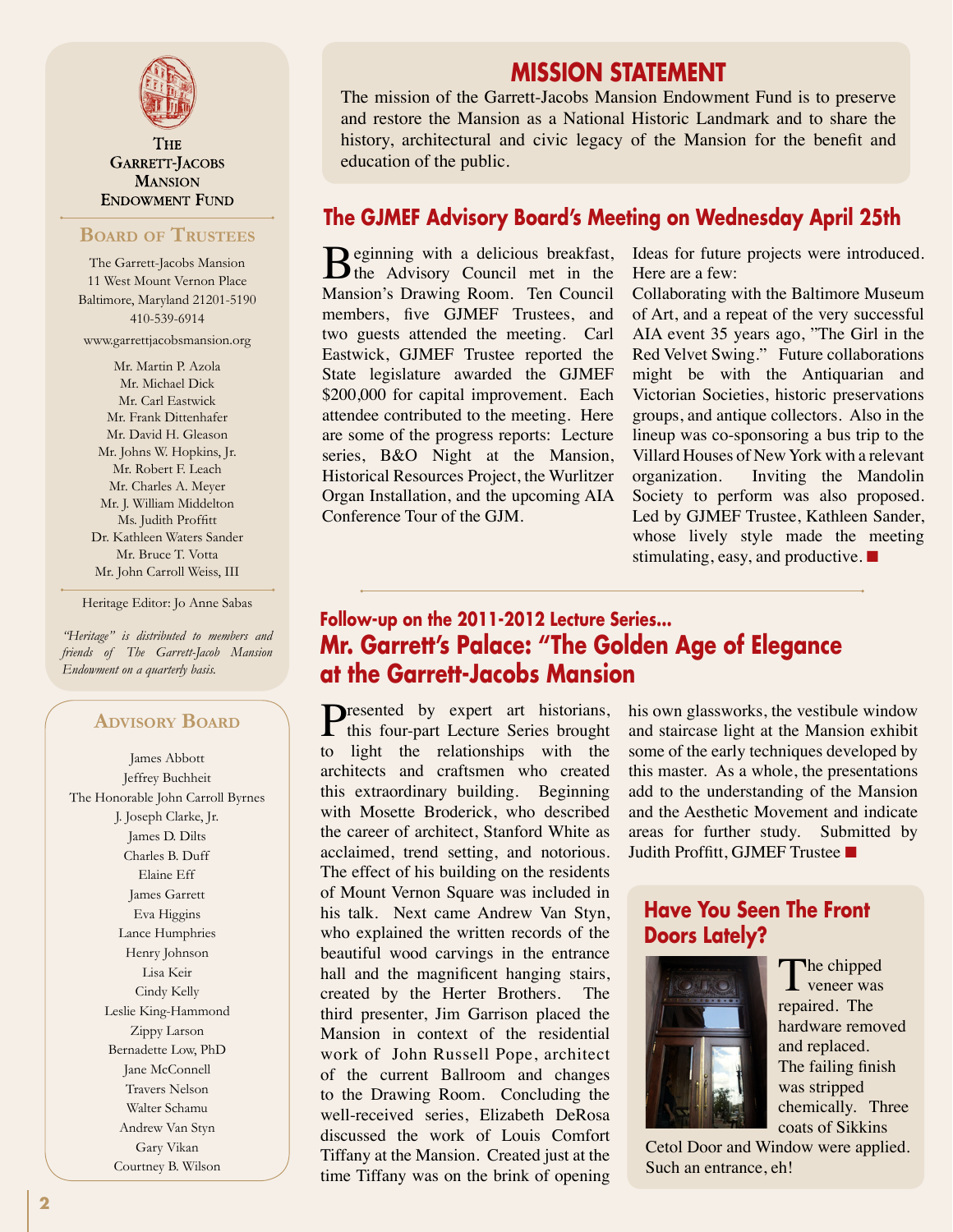# The Garrett-Jacobs Mansion Endowment Fund

## Board of Trustees

The Garrett-Jacobs Mansion
11 West Mount Vernon Place
Baltimore, Maryland 21201-5190
410-539-6914

www.garrettjacobsmansion.org

Mr. Martin P. Azola
Mr. Michael Dick
Mr. Carl Eastwick
Mr. Frank Dittenhafer
Mr. David H. Gleason
Mr. Johns W. Hopkins, Jr.
Mr. Robert F. Leach
Mr. Charles A. Meyer
Mr. J. William Middelton
Ms. Judith Proffitt
Dr. Kathleen Waters Sander
Mr. Bruce T. Votta
Mr. John Carroll Weiss, III

Heritage Editor: Jo Anne Sabas

*"Heritage" is distributed to members and friends of The Garrett-Jacob Mansion Endowment on a quarterly basis.*

## Advisory Board

James Abbott
Jeffrey Buchheit
The Honorable John Carroll Byrnes
J. Joseph Clarke, Jr.
James D. Dilts
Charles B. Duff
Elaine Eff
James Garrett
Eva Higgins
Lance Humphries
Henry Johnson
Lisa Keir
Cindy Kelly
Leslie King-Hammond
Zippy Larson
Bernadette Low, PhD
Jane McConnell
Travers Nelson
Walter Schamu
Andrew Van Styn
Gary Vikan
Courtney B. Wilson

## MISSION STATEMENT

The mission of the Garrett-Jacobs Mansion Endowment Fund is to preserve and restore the Mansion as a National Historic Landmark and to share the history, architectural and civic legacy of the Mansion for the benefit and education of the public.

## The GJMEF Advisory Board's Meeting on Wednesday April 25th

Beginning with a delicious breakfast, the Advisory Council met in the Mansion's Drawing Room. Ten Council members, five GJMEF Trustees, and two guests attended the meeting. Carl Eastwick, GJMEF Trustee reported the State legislature awarded the GJMEF $200,000 for capital improvement. Each attendee contributed to the meeting. Here are some of the progress reports: Lecture series, B&O Night at the Mansion, Historical Resources Project, the Wurlitzer Organ Installation, and the upcoming AIA Conference Tour of the GJM.

Ideas for future projects were introduced. Here are a few:
Collaborating with the Baltimore Museum of Art, and a repeat of the very successful AIA event 35 years ago, "The Girl in the Red Velvet Swing." Future collaborations might be with the Antiquarian and Victorian Societies, historic preservations groups, and antique collectors. Also in the lineup was co-sponsoring a bus trip to the Villard Houses of New York with a relevant organization. Inviting the Mandolin Society to perform was also proposed. Led by GJMEF Trustee, Kathleen Sander, whose lively style made the meeting stimulating, easy, and productive. ■

### Follow-up on the 2011-2012 Lecture Series...

## Mr. Garrett's Palace: "The Golden Age of Elegance at the Garrett-Jacobs Mansion

Presented by expert art historians, this four-part Lecture Series brought to light the relationships with the architects and craftsmen who created this extraordinary building. Beginning with Mosette Broderick, who described the career of architect, Stanford White as acclaimed, trend setting, and notorious. The effect of his building on the residents of Mount Vernon Square was included in his talk. Next came Andrew Van Styn, who explained the written records of the beautiful wood carvings in the entrance hall and the magnificent hanging stairs, created by the Herter Brothers. The third presenter, Jim Garrison placed the Mansion in context of the residential work of John Russell Pope, architect of the current Ballroom and changes to the Drawing Room. Concluding the well-received series, Elizabeth DeRosa discussed the work of Louis Comfort Tiffany at the Mansion. Created just at the time Tiffany was on the brink of opening his own glassworks, the vestibule window and staircase light at the Mansion exhibit some of the early techniques developed by this master. As a whole, the presentations add to the understanding of the Mansion and the Aesthetic Movement and indicate areas for further study. Submitted by Judith Proffitt, GJMEF Trustee ■

## Have You Seen The Front Doors Lately?

The chipped veneer was repaired. The hardware removed and replaced. The failing finish was stripped chemically. Three coats of Sikkins Cetol Door and Window were applied. Such an entrance, eh!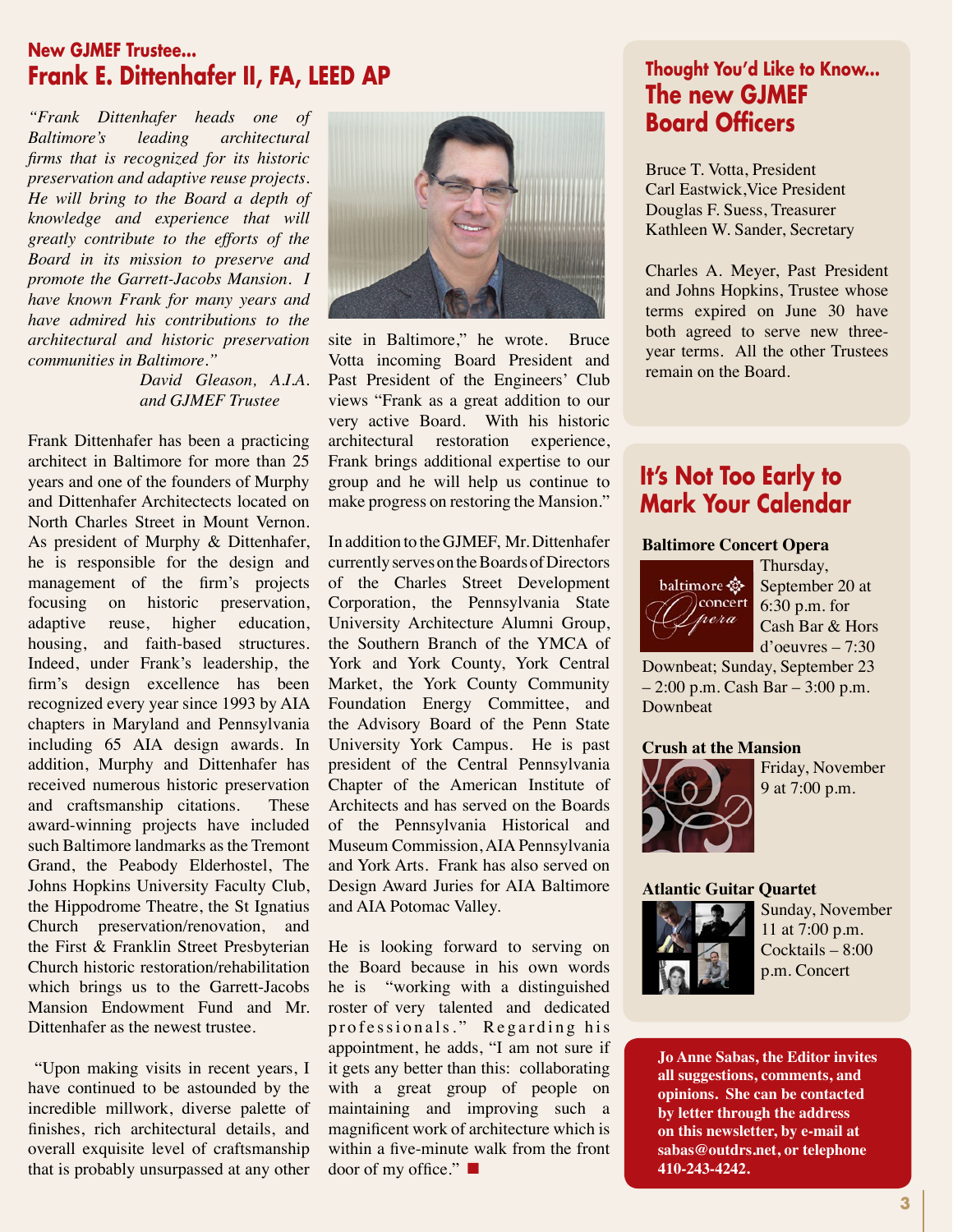### New GJMEF Trustee...

## Frank E. Dittenhafer II, FA, LEED AP

*"Frank Dittenhafer heads one of Baltimore's leading architectural firms that is recognized for its historic preservation and adaptive reuse projects. He will bring to the Board a depth of knowledge and experience that will greatly contribute to the efforts of the Board in its mission to preserve and promote the Garrett-Jacobs Mansion. I have known Frank for many years and have admired his contributions to the architectural and historic preservation communities in Baltimore."*

*David Gleason, A.I.A. and GJMEF Trustee*

Frank Dittenhafer has been a practicing architect in Baltimore for more than 25 years and one of the founders of Murphy and Dittenhafer Architectects located on North Charles Street in Mount Vernon. As president of Murphy & Dittenhafer, he is responsible for the design and management of the firm's projects focusing on historic preservation, adaptive reuse, higher education, housing, and faith-based structures. Indeed, under Frank's leadership, the firm's design excellence has been recognized every year since 1993 by AIA chapters in Maryland and Pennsylvania including 65 AIA design awards. In addition, Murphy and Dittenhafer has received numerous historic preservation and craftsmanship citations. These award-winning projects have included such Baltimore landmarks as the Tremont Grand, the Peabody Elderhostel, The Johns Hopkins University Faculty Club, the Hippodrome Theatre, the St Ignatius Church preservation/renovation, and the First & Franklin Street Presbyterian Church historic restoration/rehabilitation which brings us to the Garrett-Jacobs Mansion Endowment Fund and Mr. Dittenhafer as the newest trustee.

"Upon making visits in recent years, I have continued to be astounded by the incredible millwork, diverse palette of finishes, rich architectural details, and overall exquisite level of craftsmanship that is probably unsurpassed at any other site in Baltimore," he wrote. Bruce Votta incoming Board President and Past President of the Engineers' Club views "Frank as a great addition to our very active Board. With his historic architectural restoration experience, Frank brings additional expertise to our group and he will help us continue to make progress on restoring the Mansion."

In addition to the GJMEF, Mr. Dittenhafer currently serves on the Boards of Directors of the Charles Street Development Corporation, the Pennsylvania State University Architecture Alumni Group, the Southern Branch of the YMCA of York and York County, York Central Market, the York County Community Foundation Energy Committee, and the Advisory Board of the Penn State University York Campus. He is past president of the Central Pennsylvania Chapter of the American Institute of Architects and has served on the Boards of the Pennsylvania Historical and Museum Commission, AIA Pennsylvania and York Arts. Frank has also served on Design Award Juries for AIA Baltimore and AIA Potomac Valley.

He is looking forward to serving on the Board because in his own words he is "working with a distinguished roster of very talented and dedicated professionals." Regarding his appointment, he adds, "I am not sure if it gets any better than this: collaborating with a great group of people on maintaining and improving such a magnificent work of architecture which is within a five-minute walk from the front door of my office." ■

### Thought You'd Like to Know...

## The new GJMEF Board Officers

Bruce T. Votta, President
Carl Eastwick, Vice President
Douglas F. Suess, Treasurer
Kathleen W. Sander, Secretary

Charles A. Meyer, Past President and Johns Hopkins, Trustee whose terms expired on June 30 have both agreed to serve new three-year terms. All the other Trustees remain on the Board.

## It's Not Too Early to Mark Your Calendar

**Baltimore Concert Opera**

Thursday, September 20 at 6:30 p.m. for Cash Bar & Hors d'oeuvres – 7:30 Downbeat; Sunday, September 23 – 2:00 p.m. Cash Bar – 3:00 p.m. Downbeat

**Crush at the Mansion**

Friday, November 9 at 7:00 p.m.

**Atlantic Guitar Quartet**

Sunday, November 11 at 7:00 p.m. Cocktails – 8:00 p.m. Concert

**Jo Anne Sabas, the Editor invites all suggestions, comments, and opinions. She can be contacted by letter through the address on this newsletter, by e-mail at sabas@outdrs.net, or telephone 410-243-4242.**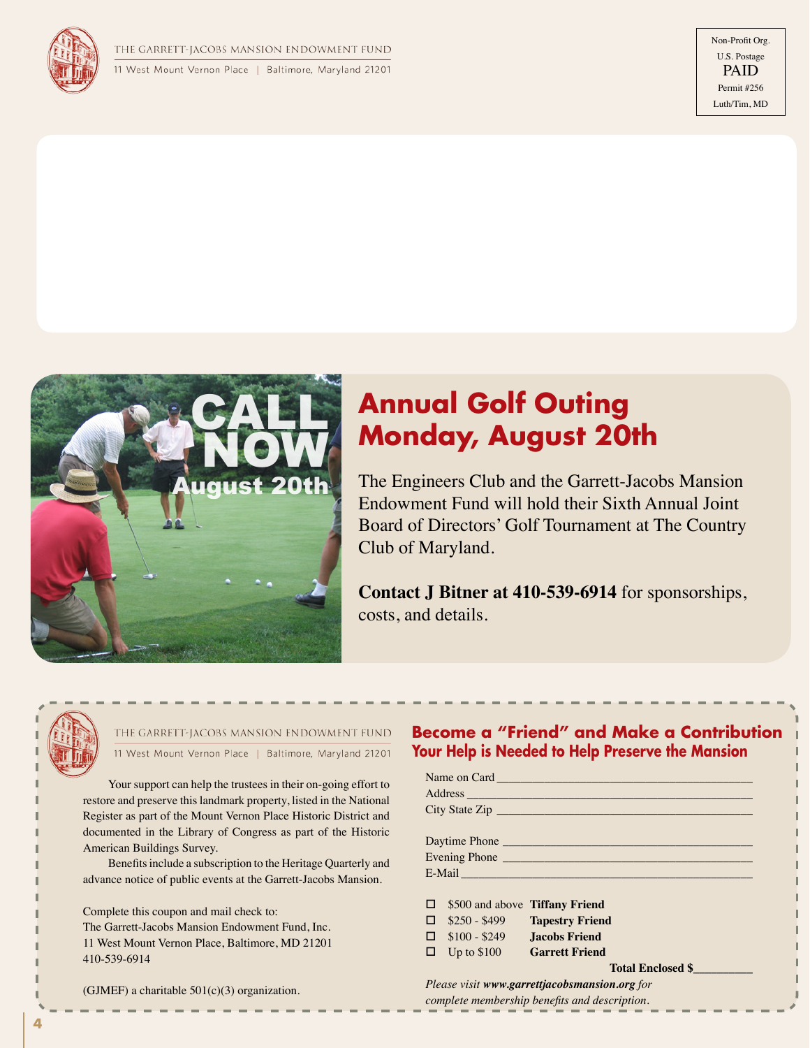THE GARRETT-JACOBS MANSION ENDOWMENT FUND

11 West Mount Vernon Place | Baltimore, Maryland 21201

Non-Profit Org.
U.S. Postage
PAID
Permit #256
Luth/Tim, MD

CALL NOW
August 20th

## Annual Golf Outing Monday, August 20th

The Engineers Club and the Garrett-Jacobs Mansion Endowment Fund will hold their Sixth Annual Joint Board of Directors' Golf Tournament at The Country Club of Maryland.

**Contact J Bitner at 410-539-6914** for sponsorships, costs, and details.

THE GARRETT-JACOBS MANSION ENDOWMENT FUND

11 West Mount Vernon Place | Baltimore, Maryland 21201

Your support can help the trustees in their on-going effort to restore and preserve this landmark property, listed in the National Register as part of the Mount Vernon Place Historic District and documented in the Library of Congress as part of the Historic American Buildings Survey.

Benefits include a subscription to the Heritage Quarterly and advance notice of public events at the Garrett-Jacobs Mansion.

Complete this coupon and mail check to:
The Garrett-Jacobs Mansion Endowment Fund, Inc.
11 West Mount Vernon Place, Baltimore, MD 21201
410-539-6914

(GJMEF) a charitable 501(c)(3) organization.

## Become a "Friend" and Make a Contribution

### Your Help is Needed to Help Preserve the Mansion

Name on Card ___________________________________
Address ___________________________________
City State Zip ___________________________________

Daytime Phone ___________________________________
Evening Phone ___________________________________
E-Mail ___________________________________

- ☐ $500 and above **Tiffany Friend**
- ☐ $250 - $499 **Tapestry Friend**
- ☐ $100 - $249 **Jacobs Friend**
- ☐ Up to $100 **Garrett Friend**

**Total Enclosed $**_________

*Please visit **www.garrettjacobsmansion.org** for complete membership benefits and description.*